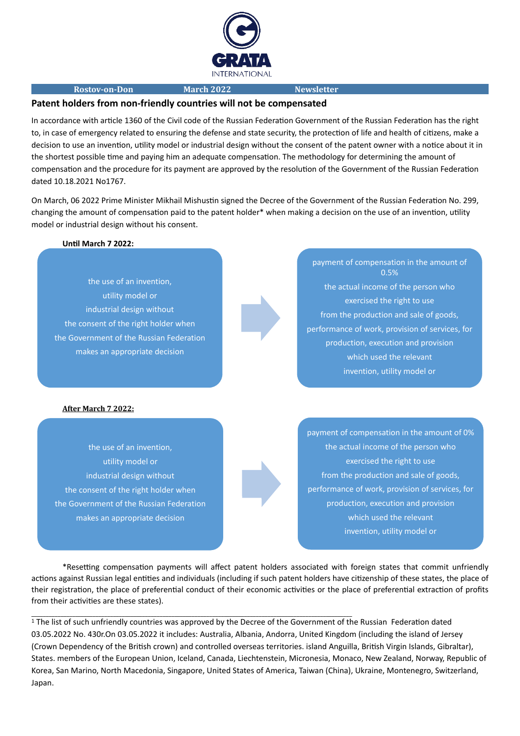GRATA INTERNATIONAL

**Rostov-on-Don** **March 2022** **Newsletter**

## Patent holders from non-friendly countries will not be compensated

In accordance with article 1360 of the Civil code of the Russian Federation Government of the Russian Federation has the right to, in case of emergency related to ensuring the defense and state security, the protection of life and health of citizens, make a decision to use an invention, utility model or industrial design without the consent of the patent owner with a notice about it in the shortest possible time and paying him an adequate compensation. The methodology for determining the amount of compensation and the procedure for its payment are approved by the resolution of the Government of the Russian Federation dated 10.18.2021 No1767.

On March, 06 2022 Prime Minister Mikhail Mishustin signed the Decree of the Government of the Russian Federation No. 299, changing the amount of compensation paid to the patent holder* when making a decision on the use of an invention, utility model or industrial design without his consent.

**Until March 7 2022:**

the use of an invention, utility model or industrial design without the consent of the right holder when the Government of the Russian Federation makes an appropriate decision

→

payment of compensation in the amount of 0.5% the actual income of the person who exercised the right to use from the production and sale of goods, performance of work, provision of services, for production, execution and provision which used the relevant invention, utility model or

**After March 7 2022:**

the use of an invention, utility model or industrial design without the consent of the right holder when the Government of the Russian Federation makes an appropriate decision

→

payment of compensation in the amount of 0% the actual income of the person who exercised the right to use from the production and sale of goods, performance of work, provision of services, for production, execution and provision which used the relevant invention, utility model or

*Resetting compensation payments will affect patent holders associated with foreign states that commit unfriendly actions against Russian legal entities and individuals (including if such patent holders have citizenship of these states, the place of their registration, the place of preferential conduct of their economic activities or the place of preferential extraction of profits from their activities are these states).

---

[1] The list of such unfriendly countries was approved by the Decree of the Government of the Russian Federation dated 03.05.2022 No. 430r.On 03.05.2022 it includes: Australia, Albania, Andorra, United Kingdom (including the island of Jersey (Crown Dependency of the British crown) and controlled overseas territories. island Anguilla, British Virgin Islands, Gibraltar), States. members of the European Union, Iceland, Canada, Liechtenstein, Micronesia, Monaco, New Zealand, Norway, Republic of Korea, San Marino, North Macedonia, Singapore, United States of America, Taiwan (China), Ukraine, Montenegro, Switzerland, Japan.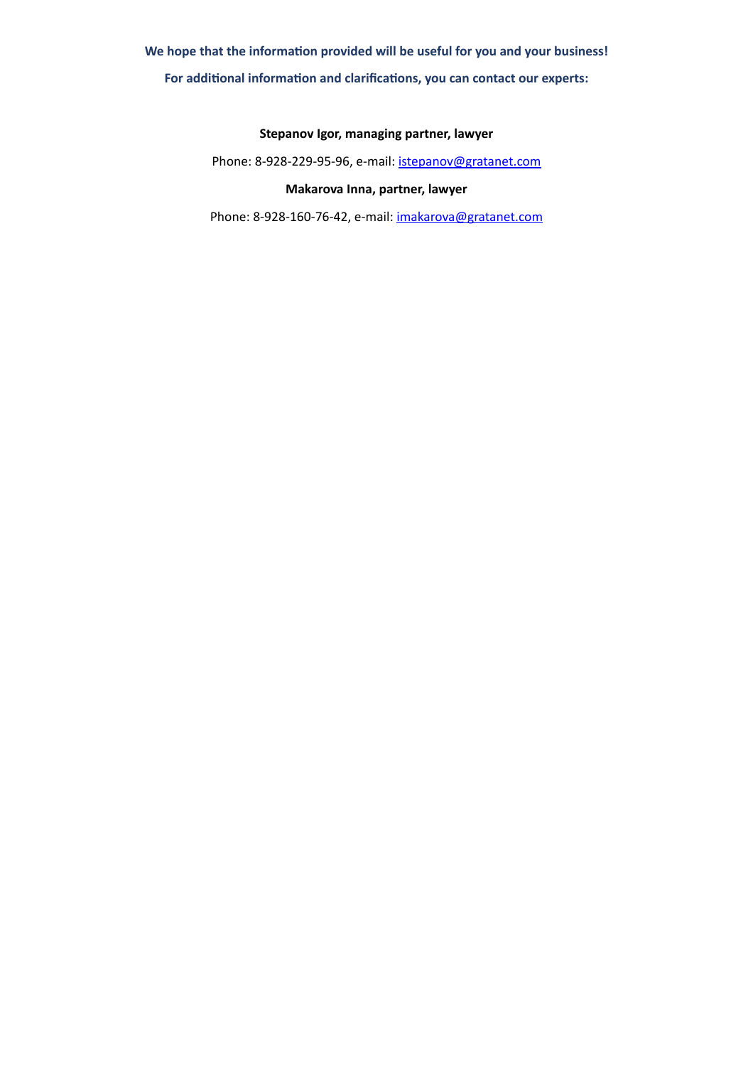**We hope that the information provided will be useful for you and your business!**

**For additional information and clarifications, you can contact our experts:**

**Stepanov Igor, managing partner, lawyer**

Phone: 8-928-229-95-96, e-mail: istepanov@gratanet.com

**Makarova Inna, partner, lawyer**

Phone: 8-928-160-76-42, e-mail: imakarova@gratanet.com